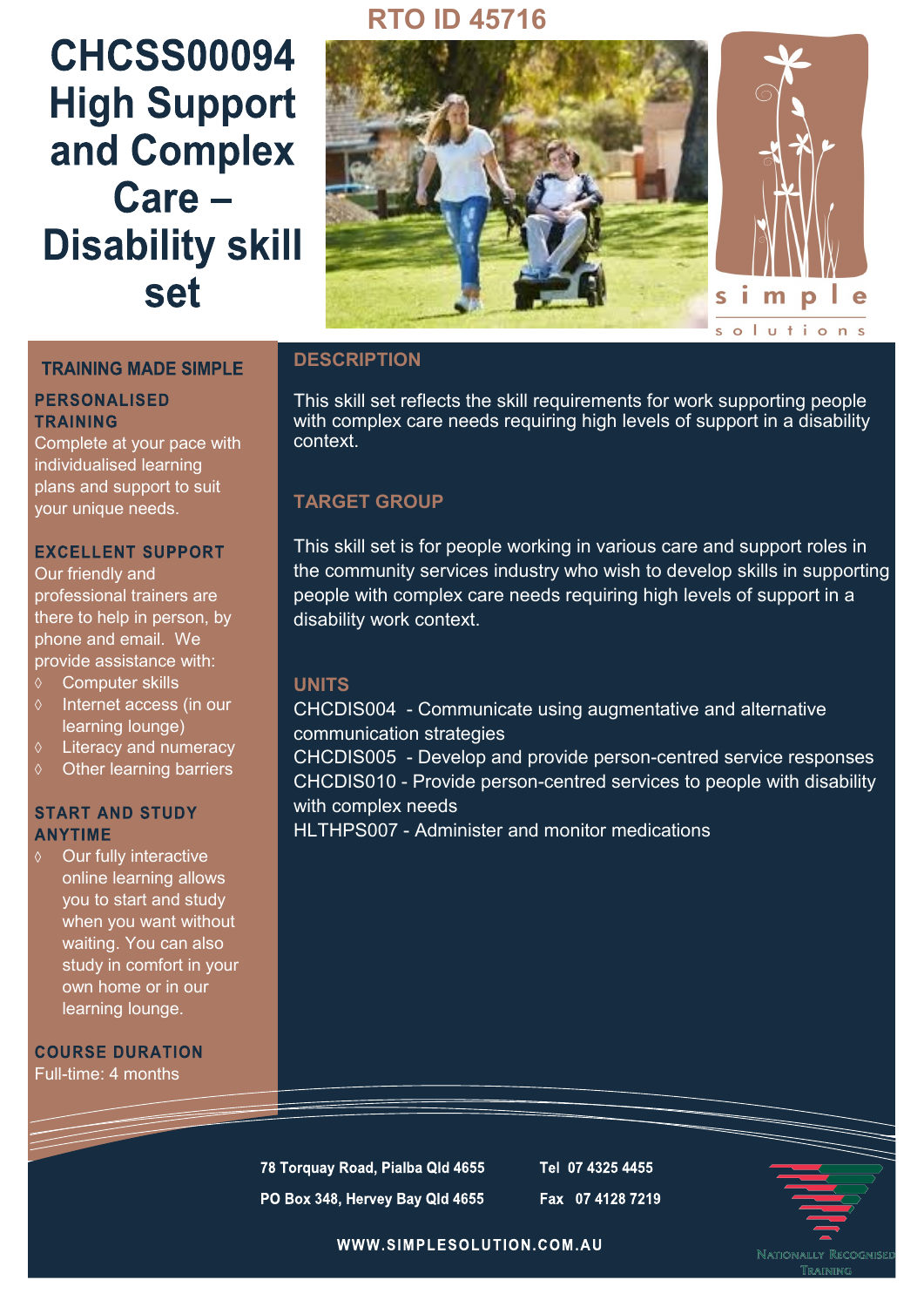RTO ID 45716

# CHCSS00094 High Support and Complex Care – Disability skill set

simple solutions

## TRAINING MADE SIMPLE

### PERSONALISED TRAINING

Complete at your pace with individualised learning plans and support to suit your unique needs.

### EXCELLENT SUPPORT

Our friendly and professional trainers are there to help in person, by phone and email. We provide assistance with:

- Computer skills
- Internet access (in our learning lounge)
- Literacy and numeracy
- Other learning barriers

### START AND STUDY ANYTIME

- Our fully interactive online learning allows you to start and study when you want without waiting. You can also study in comfort in your own home or in our learning lounge.

### COURSE DURATION

Full-time: 4 months

## DESCRIPTION

This skill set reflects the skill requirements for work supporting people with complex care needs requiring high levels of support in a disability context.

## TARGET GROUP

This skill set is for people working in various care and support roles in the community services industry who wish to develop skills in supporting people with complex care needs requiring high levels of support in a disability work context.

## UNITS

CHCDIS004 - Communicate using augmentative and alternative communication strategies
CHCDIS005 - Develop and provide person-centred service responses
CHCDIS010 - Provide person-centred services to people with disability with complex needs
HLTHPS007 - Administer and monitor medications

78 Torquay Road, Pialba Qld 4655
PO Box 348, Hervey Bay Qld 4655

Tel 07 4325 4455
Fax 07 4128 7219

WWW.SIMPLESOLUTION.COM.AU

Nationally Recognised Training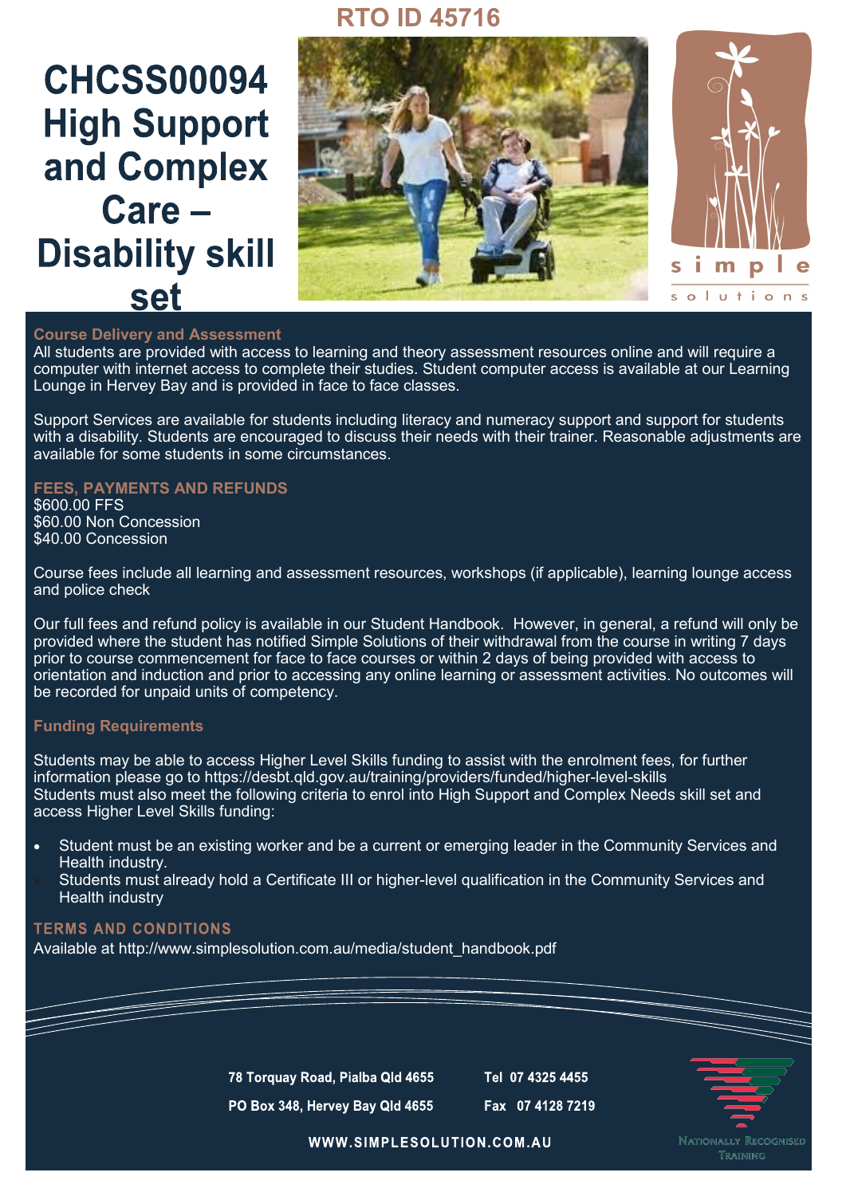RTO ID 45716

# CHCSS00094 High Support and Complex Care – Disability skill set

simple solutions

## Course Delivery and Assessment

All students are provided with access to learning and theory assessment resources online and will require a computer with internet access to complete their studies. Student computer access is available at our Learning Lounge in Hervey Bay and is provided in face to face classes.

Support Services are available for students including literacy and numeracy support and support for students with a disability. Students are encouraged to discuss their needs with their trainer. Reasonable adjustments are available for some students in some circumstances.

## FEES, PAYMENTS AND REFUNDS

$600.00 FFS
$60.00 Non Concession
$40.00 Concession

Course fees include all learning and assessment resources, workshops (if applicable), learning lounge access and police check

Our full fees and refund policy is available in our Student Handbook. However, in general, a refund will only be provided where the student has notified Simple Solutions of their withdrawal from the course in writing 7 days prior to course commencement for face to face courses or within 2 days of being provided with access to orientation and induction and prior to accessing any online learning or assessment activities. No outcomes will be recorded for unpaid units of competency.

## Funding Requirements

Students may be able to access Higher Level Skills funding to assist with the enrolment fees, for further information please go to https://desbt.qld.gov.au/training/providers/funded/higher-level-skills
Students must also meet the following criteria to enrol into High Support and Complex Needs skill set and access Higher Level Skills funding:

- Student must be an existing worker and be a current or emerging leader in the Community Services and Health industry.
- Students must already hold a Certificate III or higher-level qualification in the Community Services and Health industry

## TERMS AND CONDITIONS

Available at http://www.simplesolution.com.au/media/student_handbook.pdf

**78 Torquay Road, Pialba Qld 4655** **Tel 07 4325 4455**
**PO Box 348, Hervey Bay Qld 4655** **Fax 07 4128 7219**

**WWW.SIMPLESOLUTION.COM.AU**

Nationally Recognised Training